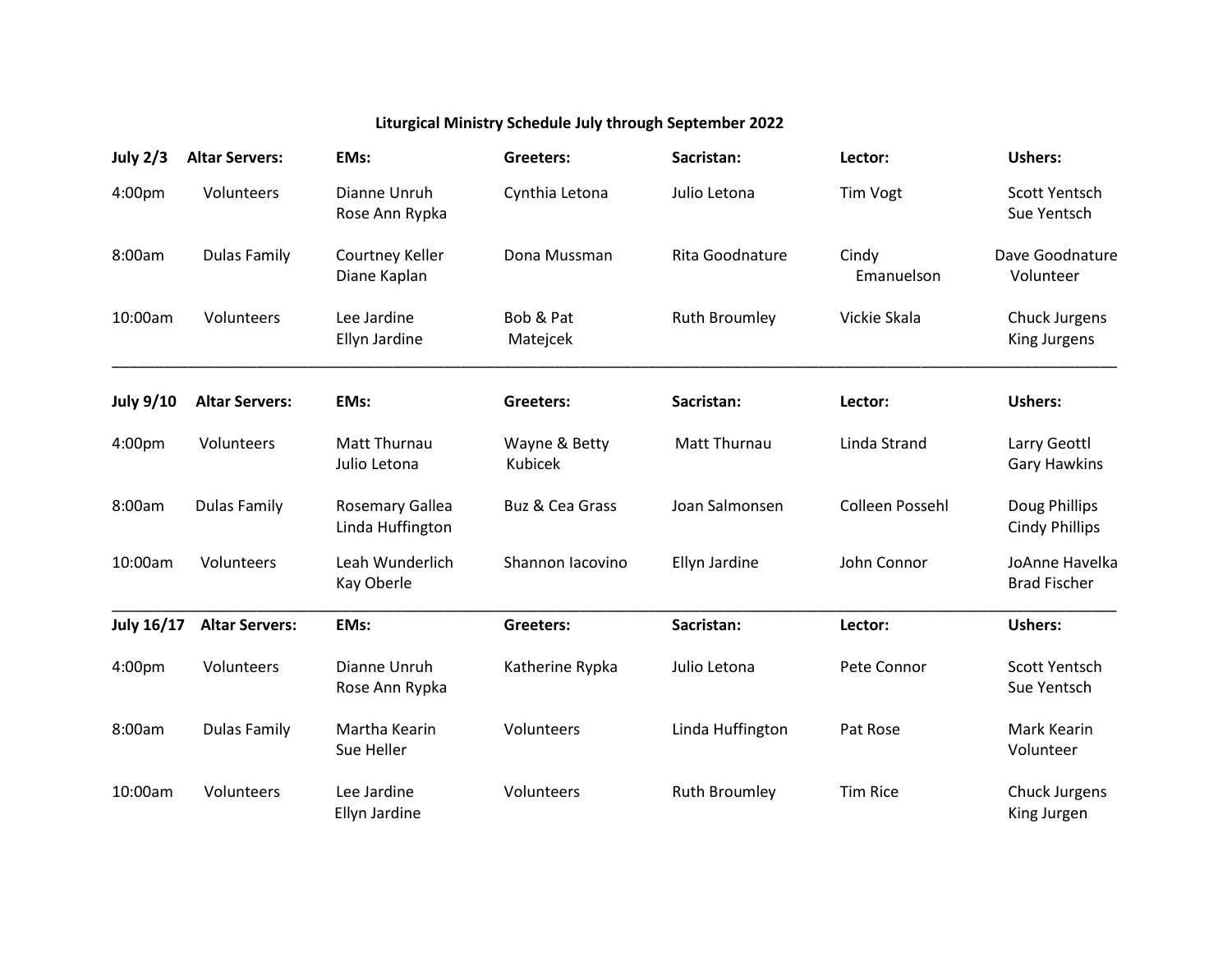**Liturgical Ministry Schedule July through September 2022**

| July 2/3 | Altar Servers: | EMs: | Greeters: | Sacristan: | Lector: | Ushers: |
|---|---|---|---|---|---|---|
| 4:00pm | Volunteers | Dianne Unruh<br>Rose Ann Rypka | Cynthia Letona | Julio Letona | Tim Vogt | Scott Yentsch<br>Sue Yentsch |
| 8:00am | Dulas Family | Courtney Keller<br>Diane Kaplan | Dona Mussman | Rita Goodnature | Cindy Emanuelson | Dave Goodnature<br>Volunteer |
| 10:00am | Volunteers | Lee Jardine<br>Ellyn Jardine | Bob & Pat Matejcek | Ruth Broumley | Vickie Skala | Chuck Jurgens<br>King Jurgens |

| July 9/10 | Altar Servers: | EMs: | Greeters: | Sacristan: | Lector: | Ushers: |
|---|---|---|---|---|---|---|
| 4:00pm | Volunteers | Matt Thurnau<br>Julio Letona | Wayne & Betty Kubicek | Matt Thurnau | Linda Strand | Larry Geottl<br>Gary Hawkins |
| 8:00am | Dulas Family | Rosemary Gallea<br>Linda Huffington | Buz & Cea Grass | Joan Salmonsen | Colleen Possehl | Doug Phillips<br>Cindy Phillips |
| 10:00am | Volunteers | Leah Wunderlich<br>Kay Oberle | Shannon Iacovino | Ellyn Jardine | John Connor | JoAnne Havelka<br>Brad Fischer |

| July 16/17 | Altar Servers: | EMs: | Greeters: | Sacristan: | Lector: | Ushers: |
|---|---|---|---|---|---|---|
| 4:00pm | Volunteers | Dianne Unruh<br>Rose Ann Rypka | Katherine Rypka | Julio Letona | Pete Connor | Scott Yentsch<br>Sue Yentsch |
| 8:00am | Dulas Family | Martha Kearin<br>Sue Heller | Volunteers | Linda Huffington | Pat Rose | Mark Kearin<br>Volunteer |
| 10:00am | Volunteers | Lee Jardine<br>Ellyn Jardine | Volunteers | Ruth Broumley | Tim Rice | Chuck Jurgens<br>King Jurgen |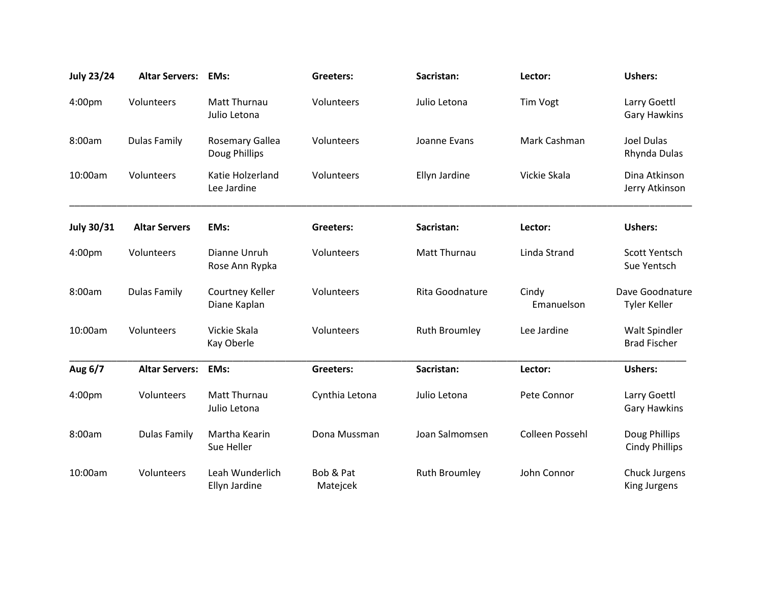| July 23/24 | Altar Servers: | EMs: | Greeters: | Sacristan: | Lector: | Ushers: |
|---|---|---|---|---|---|---|
| 4:00pm | Volunteers | Matt Thurnau<br>Julio Letona | Volunteers | Julio Letona | Tim Vogt | Larry Goettl<br>Gary Hawkins |
| 8:00am | Dulas Family | Rosemary Gallea<br>Doug Phillips | Volunteers | Joanne Evans | Mark Cashman | Joel Dulas<br>Rhynda Dulas |
| 10:00am | Volunteers | Katie Holzerland<br>Lee Jardine | Volunteers | Ellyn Jardine | Vickie Skala | Dina Atkinson<br>Jerry Atkinson |

| July 30/31 | Altar Servers | EMs: | Greeters: | Sacristan: | Lector: | Ushers: |
|---|---|---|---|---|---|---|
| 4:00pm | Volunteers | Dianne Unruh<br>Rose Ann Rypka | Volunteers | Matt Thurnau | Linda Strand | Scott Yentsch<br>Sue Yentsch |
| 8:00am | Dulas Family | Courtney Keller<br>Diane Kaplan | Volunteers | Rita Goodnature | Cindy Emanuelson | Dave Goodnature<br>Tyler Keller |
| 10:00am | Volunteers | Vickie Skala<br>Kay Oberle | Volunteers | Ruth Broumley | Lee Jardine | Walt Spindler<br>Brad Fischer |

| Aug 6/7 | Altar Servers: | EMs: | Greeters: | Sacristan: | Lector: | Ushers: |
|---|---|---|---|---|---|---|
| 4:00pm | Volunteers | Matt Thurnau<br>Julio Letona | Cynthia Letona | Julio Letona | Pete Connor | Larry Goettl<br>Gary Hawkins |
| 8:00am | Dulas Family | Martha Kearin<br>Sue Heller | Dona Mussman | Joan Salmomsen | Colleen Possehl | Doug Phillips<br>Cindy Phillips |
| 10:00am | Volunteers | Leah Wunderlich<br>Ellyn Jardine | Bob & Pat Matejcek | Ruth Broumley | John Connor | Chuck Jurgens<br>King Jurgens |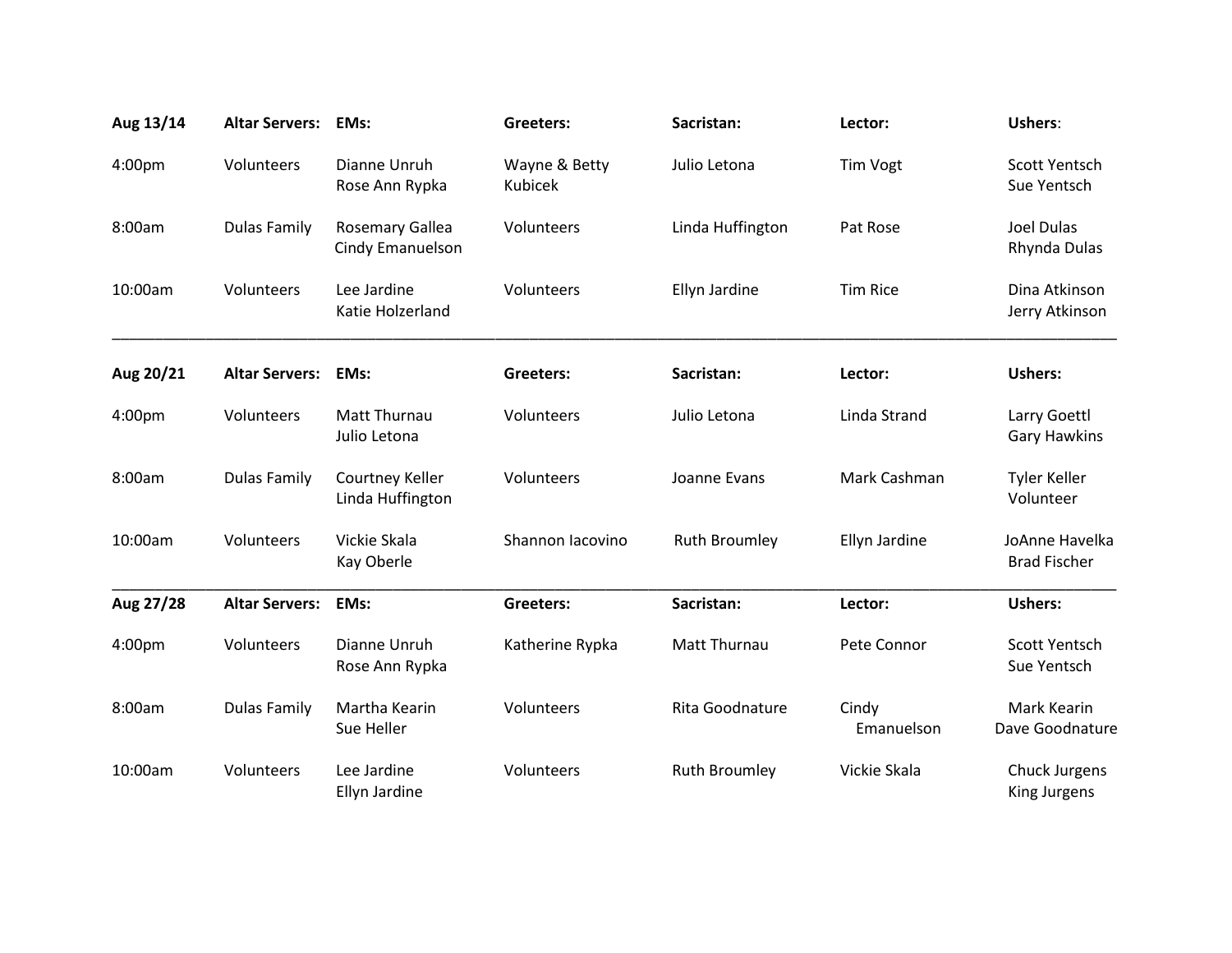| Aug 13/14 | Altar Servers: | EMs: | Greeters: | Sacristan: | Lector: | Ushers: |
|---|---|---|---|---|---|---|
| 4:00pm | Volunteers | Dianne Unruh<br>Rose Ann Rypka | Wayne & Betty Kubicek | Julio Letona | Tim Vogt | Scott Yentsch<br>Sue Yentsch |
| 8:00am | Dulas Family | Rosemary Gallea<br>Cindy Emanuelson | Volunteers | Linda Huffington | Pat Rose | Joel Dulas<br>Rhynda Dulas |
| 10:00am | Volunteers | Lee Jardine<br>Katie Holzerland | Volunteers | Ellyn Jardine | Tim Rice | Dina Atkinson<br>Jerry Atkinson |

| Aug 20/21 | Altar Servers: | EMs: | Greeters: | Sacristan: | Lector: | Ushers: |
|---|---|---|---|---|---|---|
| 4:00pm | Volunteers | Matt Thurnau<br>Julio Letona | Volunteers | Julio Letona | Linda Strand | Larry Goettl<br>Gary Hawkins |
| 8:00am | Dulas Family | Courtney Keller<br>Linda Huffington | Volunteers | Joanne Evans | Mark Cashman | Tyler Keller<br>Volunteer |
| 10:00am | Volunteers | Vickie Skala<br>Kay Oberle | Shannon Iacovino | Ruth Broumley | Ellyn Jardine | JoAnne Havelka<br>Brad Fischer |

| Aug 27/28 | Altar Servers: | EMs: | Greeters: | Sacristan: | Lector: | Ushers: |
|---|---|---|---|---|---|---|
| 4:00pm | Volunteers | Dianne Unruh<br>Rose Ann Rypka | Katherine Rypka | Matt Thurnau | Pete Connor | Scott Yentsch<br>Sue Yentsch |
| 8:00am | Dulas Family | Martha Kearin<br>Sue Heller | Volunteers | Rita Goodnature | Cindy Emanuelson | Mark Kearin<br>Dave Goodnature |
| 10:00am | Volunteers | Lee Jardine<br>Ellyn Jardine | Volunteers | Ruth Broumley | Vickie Skala | Chuck Jurgens<br>King Jurgens |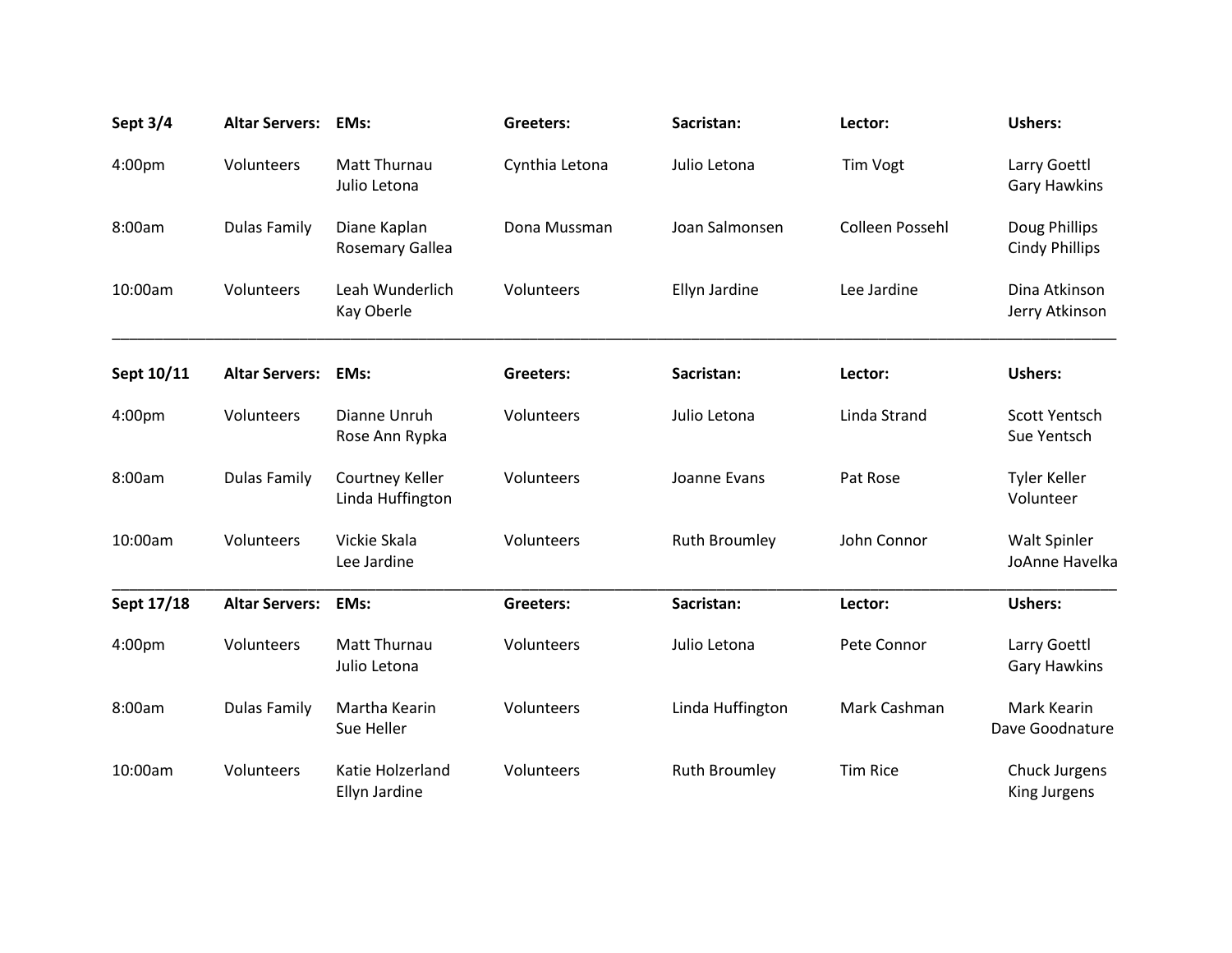| Sept 3/4 | Altar Servers: | EMs: | Greeters: | Sacristan: | Lector: | Ushers: |
|---|---|---|---|---|---|---|
| 4:00pm | Volunteers | Matt Thurnau<br>Julio Letona | Cynthia Letona | Julio Letona | Tim Vogt | Larry Goettl<br>Gary Hawkins |
| 8:00am | Dulas Family | Diane Kaplan<br>Rosemary Gallea | Dona Mussman | Joan Salmonsen | Colleen Possehl | Doug Phillips<br>Cindy Phillips |
| 10:00am | Volunteers | Leah Wunderlich<br>Kay Oberle | Volunteers | Ellyn Jardine | Lee Jardine | Dina Atkinson<br>Jerry Atkinson |

| Sept 10/11 | Altar Servers: | EMs: | Greeters: | Sacristan: | Lector: | Ushers: |
|---|---|---|---|---|---|---|
| 4:00pm | Volunteers | Dianne Unruh<br>Rose Ann Rypka | Volunteers | Julio Letona | Linda Strand | Scott Yentsch<br>Sue Yentsch |
| 8:00am | Dulas Family | Courtney Keller<br>Linda Huffington | Volunteers | Joanne Evans | Pat Rose | Tyler Keller<br>Volunteer |
| 10:00am | Volunteers | Vickie Skala<br>Lee Jardine | Volunteers | Ruth Broumley | John Connor | Walt Spinler<br>JoAnne Havelka |

| Sept 17/18 | Altar Servers: | EMs: | Greeters: | Sacristan: | Lector: | Ushers: |
|---|---|---|---|---|---|---|
| 4:00pm | Volunteers | Matt Thurnau<br>Julio Letona | Volunteers | Julio Letona | Pete Connor | Larry Goettl<br>Gary Hawkins |
| 8:00am | Dulas Family | Martha Kearin<br>Sue Heller | Volunteers | Linda Huffington | Mark Cashman | Mark Kearin<br>Dave Goodnature |
| 10:00am | Volunteers | Katie Holzerland<br>Ellyn Jardine | Volunteers | Ruth Broumley | Tim Rice | Chuck Jurgens<br>King Jurgens |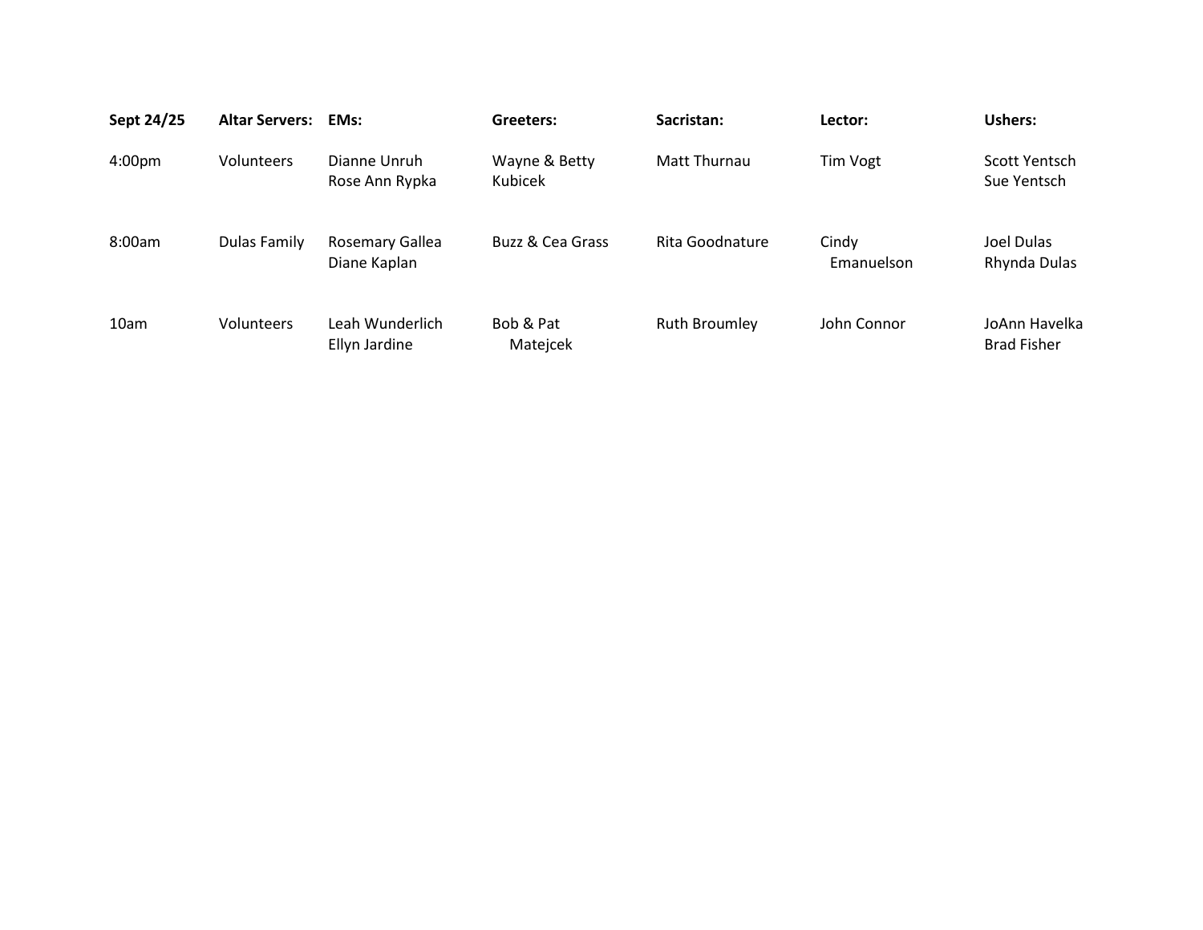| Sept 24/25 | Altar Servers: | EMs: | Greeters: | Sacristan: | Lector: | Ushers: |
|---|---|---|---|---|---|---|
| 4:00pm | Volunteers | Dianne Unruh<br>Rose Ann Rypka | Wayne & Betty Kubicek | Matt Thurnau | Tim Vogt | Scott Yentsch<br>Sue Yentsch |
| 8:00am | Dulas Family | Rosemary Gallea<br>Diane Kaplan | Buzz & Cea Grass | Rita Goodnature | Cindy Emanuelson | Joel Dulas<br>Rhynda Dulas |
| 10am | Volunteers | Leah Wunderlich<br>Ellyn Jardine | Bob & Pat Matejcek | Ruth Broumley | John Connor | JoAnn Havelka<br>Brad Fisher |